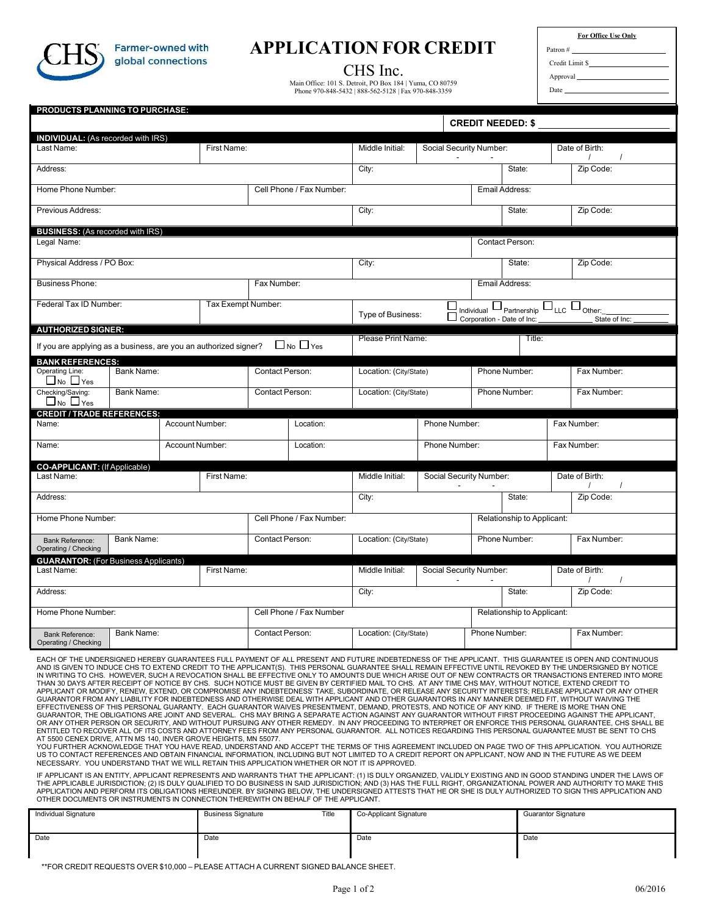CHS Farmer-owned with global connections

# APPLICATION FOR CREDIT

## CHS Inc.

Main Office: 101 S. Detroit, PO Box 184 | Yuma, CO 80759
Phone 970-848-5432 | 888-562-5128 | Fax 970-848-3359

| For Office Use Only |
|---|
| Patron # |
| Credit Limit $ |
| Approval |
| Date |

**PRODUCTS PLANNING TO PURCHASE:**

**CREDIT NEEDED: $** ____________

**INDIVIDUAL:** (As recorded with IRS)

| Last Name: | First Name: | Middle Initial: | Social Security Number: - - | Date of Birth: / / |
|---|---|---|---|---|
| Address: | | City: | State: | Zip Code: |
| Home Phone Number: | Cell Phone / Fax Number: | | Email Address: | |
| Previous Address: | | City: | State: | Zip Code: |

**BUSINESS:** (As recorded with IRS)

| Legal Name: | | | Contact Person: | |
|---|---|---|---|---|
| Physical Address / PO Box: | | City: | State: | Zip Code: |
| Business Phone: | Fax Number: | | Email Address: | |
| Federal Tax ID Number: | Tax Exempt Number: | Type of Business: | ☐ Individual ☐ Partnership ☐ LLC ☐ Other: ______ ☐ Corporation - Date of Inc: ______ State of Inc: ______ | |

**AUTHORIZED SIGNER:**

| If you are applying as a business, are you an authorized signer? ☐ No ☐ Yes | Please Print Name: | Title: |
|---|---|---|

**BANK REFERENCES:**

| | Bank Name: | Contact Person: | Location: (City/State) | Phone Number: | Fax Number: |
|---|---|---|---|---|---|
| Operating Line: ☐ No ☐ Yes | | | | | |
| Checking/Saving: ☐ No ☐ Yes | | | | | |

**CREDIT / TRADE REFERENCES:**

| Name: | Account Number: | Location: | Phone Number: | Fax Number: |
|---|---|---|---|---|
| Name: | Account Number: | Location: | Phone Number: | Fax Number: |

**CO-APPLICANT:** (If Applicable)

| Last Name: | First Name: | Middle Initial: | Social Security Number: - - | Date of Birth: / / |
|---|---|---|---|---|
| Address: | | City: | State: | Zip Code: |
| Home Phone Number: | Cell Phone / Fax Number: | | Relationship to Applicant: | |
| Bank Reference: Operating / Checking | Bank Name: | Contact Person: | Location: (City/State) | Phone Number: | Fax Number: |

**GUARANTOR:** (For Business Applicants)

| Last Name: | First Name: | Middle Initial: | Social Security Number: - - | Date of Birth: / / |
|---|---|---|---|---|
| Address: | | City: | State: | Zip Code: |
| Home Phone Number: | Cell Phone / Fax Number | | Relationship to Applicant: | |
| Bank Reference: Operating / Checking | Bank Name: | Contact Person: | Location: (City/State) | Phone Number: | Fax Number: |

EACH OF THE UNDERSIGNED HEREBY GUARANTEES FULL PAYMENT OF ALL PRESENT AND FUTURE INDEBTEDNESS OF THE APPLICANT. THIS GUARANTEE IS OPEN AND CONTINUOUS AND IS GIVEN TO INDUCE CHS TO EXTEND CREDIT TO THE APPLICANT(S). THIS PERSONAL GUARANTEE SHALL REMAIN EFFECTIVE UNTIL REVOKED BY THE UNDERSIGNED BY NOTICE IN WRITING TO CHS. HOWEVER, SUCH A REVOCATION SHALL BE EFFECTIVE ONLY TO AMOUNTS DUE WHICH ARISE OUT OF NEW CONTRACTS OR TRANSACTIONS ENTERED INTO MORE THAN 30 DAYS AFTER RECEIPT OF NOTICE BY CHS. SUCH NOTICE MUST BE GIVEN BY CERTIFIED MAIL TO CHS. AT ANY TIME CHS MAY, WITHOUT NOTICE, EXTEND CREDIT TO APPLICANT OR MODIFY, RENEW, EXTEND, OR COMPROMISE ANY INDEBTEDNESS' TAKE, SUBORDINATE, OR RELEASE ANY SECURITY INTERESTS; RELEASE APPLICANT OR ANY OTHER GUARANTOR FROM ANY LIABILITY FOR INDEBTEDNESS AND OTHERWISE DEAL WITH APPLICANT AND OTHER GUARANTORS IN ANY MANNER DEEMED FIT, WITHOUT WAIVING THE EFFECTIVENESS OF THIS PERSONAL GUARANTY. EACH GUARANTOR WAIVES PRESENTMENT, DEMAND, PROTESTS, AND NOTICE OF ANY KIND. IF THERE IS MORE THAN ONE GUARANTOR, THE OBLIGATIONS ARE JOINT AND SEVERAL. CHS MAY BRING A SEPARATE ACTION AGAINST ANY GUARANTOR WITHOUT FIRST PROCEEDING AGAINST THE APPLICANT, OR ANY OTHER PERSON OR SECURITY, AND WITHOUT PURSUING ANY OTHER REMEDY. IN ANY PROCEEDING TO INTERPRET OR ENFORCE THIS PERSONAL GUARANTEE, CHS SHALL BE ENTITLED TO RECOVER ALL OF ITS COSTS AND ATTORNEY FEES FROM ANY PERSONAL GUARANTOR. ALL NOTICES REGARDING THIS PERSONAL GUARANTEE MUST BE SENT TO CHS AT 5500 CENEX DRIVE, ATTN MS 140, INVER GROVE HEIGHTS, MN 55077.

YOU FURTHER ACKNOWLEDGE THAT YOU HAVE READ, UNDERSTAND AND ACCEPT THE TERMS OF THIS AGREEMENT INCLUDED ON PAGE TWO OF THIS APPLICATION. YOU AUTHORIZE US TO CONTACT REFERENCES AND OBTAIN FINANCIAL INFORMATION, INCLUDING BUT NOT LIMITED TO A CREDIT REPORT ON APPLICANT, NOW AND IN THE FUTURE AS WE DEEM NECESSARY. YOU UNDERSTAND THAT WE WILL RETAIN THIS APPLICATION WHETHER OR NOT IT IS APPROVED.

IF APPLICANT IS AN ENTITY, APPLICANT REPRESENTS AND WARRANTS THAT THE APPLICANT: (1) IS DULY ORGANIZED, VALIDLY EXISTING AND IN GOOD STANDING UNDER THE LAWS OF THE APPLICABLE JURISDICTION; (2) IS DULY QUALIFIED TO DO BUSINESS IN SAID JURISDICTION; AND (3) HAS THE FULL RIGHT, ORGANIZATIONAL POWER AND AUTHORITY TO MAKE THIS APPLICATION AND PERFORM ITS OBLIGATIONS HEREUNDER. BY SIGNING BELOW, THE UNDERSIGNED ATTESTS THAT HE OR SHE IS DULY AUTHORIZED TO SIGN THIS APPLICATION AND OTHER DOCUMENTS OR INSTRUMENTS IN CONNECTION THEREWITH ON BEHALF OF THE APPLICANT.

| Individual Signature | Business Signature / Title | Co-Applicant Signature | Guarantor Signature |
|---|---|---|---|
| Date | Date | Date | Date |

**FOR CREDIT REQUESTS OVER $10,000 – PLEASE ATTACH A CURRENT SIGNED BALANCE SHEET.

06/2016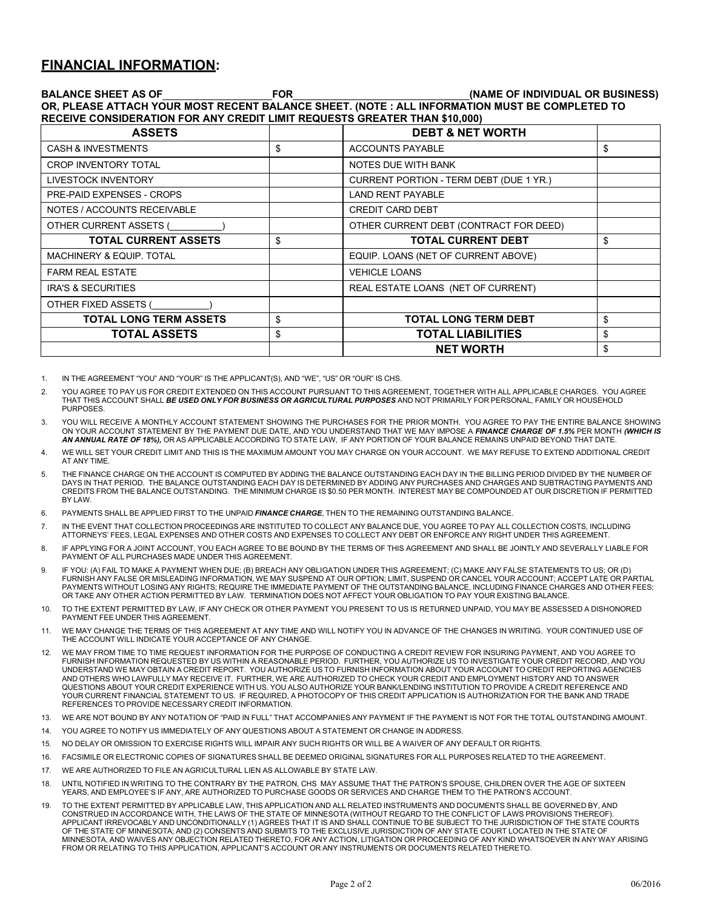## FINANCIAL INFORMATION:

**BALANCE SHEET AS OF\_\_\_\_\_\_\_\_\_\_\_\_\_\_\_\_\_\_\_FOR\_\_\_\_\_\_\_\_\_\_\_\_\_\_\_\_\_\_\_\_\_\_\_\_\_\_\_\_\_\_(NAME OF INDIVIDUAL OR BUSINESS) OR, PLEASE ATTACH YOUR MOST RECENT BALANCE SHEET. (NOTE : ALL INFORMATION MUST BE COMPLETED TO RECEIVE CONSIDERATION FOR ANY CREDIT LIMIT REQUESTS GREATER THAN $10,000)**

| ASSETS | | DEBT & NET WORTH | |
|---|---|---|---|
| CASH & INVESTMENTS | $ | ACCOUNTS PAYABLE | $ |
| CROP INVENTORY TOTAL | | NOTES DUE WITH BANK | |
| LIVESTOCK INVENTORY | | CURRENT PORTION - TERM DEBT (DUE 1 YR.) | |
| PRE-PAID EXPENSES - CROPS | | LAND RENT PAYABLE | |
| NOTES / ACCOUNTS RECEIVABLE | | CREDIT CARD DEBT | |
| OTHER CURRENT ASSETS (\_\_\_\_\_\_\_\_\_\_) | | OTHER CURRENT DEBT (CONTRACT FOR DEED) | |
| **TOTAL CURRENT ASSETS** | $ | **TOTAL CURRENT DEBT** | $ |
| MACHINERY & EQUIP. TOTAL | | EQUIP. LOANS (NET OF CURRENT ABOVE) | |
| FARM REAL ESTATE | | VEHICLE LOANS | |
| IRA'S & SECURITIES | | REAL ESTATE LOANS (NET OF CURRENT) | |
| OTHER FIXED ASSETS (\_\_\_\_\_\_\_\_\_\_\_) | | | |
| **TOTAL LONG TERM ASSETS** | $ | **TOTAL LONG TERM DEBT** | $ |
| **TOTAL ASSETS** | $ | **TOTAL LIABILITIES** | $ |
| | | **NET WORTH** | $ |

1. IN THE AGREEMENT "YOU" AND "YOUR" IS THE APPLICANT(S), AND "WE", "US" OR "OUR" IS CHS.
2. YOU AGREE TO PAY US FOR CREDIT EXTENDED ON THIS ACCOUNT PURSUANT TO THIS AGREEMENT, TOGETHER WITH ALL APPLICABLE CHARGES. YOU AGREE THAT THIS ACCOUNT SHALL ***BE USED ONLY FOR BUSINESS OR AGRICULTURAL PURPOSES*** AND NOT PRIMARILY FOR PERSONAL, FAMILY OR HOUSEHOLD PURPOSES.
3. YOU WILL RECEIVE A MONTHLY ACCOUNT STATEMENT SHOWING THE PURCHASES FOR THE PRIOR MONTH. YOU AGREE TO PAY THE ENTIRE BALANCE SHOWING ON YOUR ACCOUNT STATEMENT BY THE PAYMENT DUE DATE, AND YOU UNDERSTAND THAT WE MAY IMPOSE A ***FINANCE CHARGE OF 1.5%*** PER MONTH ***(WHICH IS AN ANNUAL RATE OF 18%),*** OR AS APPLICABLE ACCORDING TO STATE LAW, IF ANY PORTION OF YOUR BALANCE REMAINS UNPAID BEYOND THAT DATE.
4. WE WILL SET YOUR CREDIT LIMIT AND THIS IS THE MAXIMUM AMOUNT YOU MAY CHARGE ON YOUR ACCOUNT. WE MAY REFUSE TO EXTEND ADDITIONAL CREDIT AT ANY TIME.
5. THE FINANCE CHARGE ON THE ACCOUNT IS COMPUTED BY ADDING THE BALANCE OUTSTANDING EACH DAY IN THE BILLING PERIOD DIVIDED BY THE NUMBER OF DAYS IN THAT PERIOD. THE BALANCE OUTSTANDING EACH DAY IS DETERMINED BY ADDING ANY PURCHASES AND CHARGES AND SUBTRACTING PAYMENTS AND CREDITS FROM THE BALANCE OUTSTANDING. THE MINIMUM CHARGE IS $0.50 PER MONTH. INTEREST MAY BE COMPOUNDED AT OUR DISCRETION IF PERMITTED BY LAW.
6. PAYMENTS SHALL BE APPLIED FIRST TO THE UNPAID ***FINANCE CHARGE***, THEN TO THE REMAINING OUTSTANDING BALANCE.
7. IN THE EVENT THAT COLLECTION PROCEEDINGS ARE INSTITUTED TO COLLECT ANY BALANCE DUE, YOU AGREE TO PAY ALL COLLECTION COSTS, INCLUDING ATTORNEYS' FEES, LEGAL EXPENSES AND OTHER COSTS AND EXPENSES TO COLLECT ANY DEBT OR ENFORCE ANY RIGHT UNDER THIS AGREEMENT.
8. IF APPLYING FOR A JOINT ACCOUNT, YOU EACH AGREE TO BE BOUND BY THE TERMS OF THIS AGREEMENT AND SHALL BE JOINTLY AND SEVERALLY LIABLE FOR PAYMENT OF ALL PURCHASES MADE UNDER THIS AGREEMENT.
9. IF YOU: (A) FAIL TO MAKE A PAYMENT WHEN DUE; (B) BREACH ANY OBLIGATION UNDER THIS AGREEMENT; (C) MAKE ANY FALSE STATEMENTS TO US; OR (D) FURNISH ANY FALSE OR MISLEADING INFORMATION, WE MAY SUSPEND AT OUR OPTION; LIMIT, SUSPEND OR CANCEL YOUR ACCOUNT; ACCEPT LATE OR PARTIAL PAYMENTS WITHOUT LOSING ANY RIGHTS; REQUIRE THE IMMEDIATE PAYMENT OF THE OUTSTANDING BALANCE, INCLUDING FINANCE CHARGES AND OTHER FEES; OR TAKE ANY OTHER ACTION PERMITTED BY LAW. TERMINATION DOES NOT AFFECT YOUR OBLIGATION TO PAY YOUR EXISTING BALANCE.
10. TO THE EXTENT PERMITTED BY LAW, IF ANY CHECK OR OTHER PAYMENT YOU PRESENT TO US IS RETURNED UNPAID, YOU MAY BE ASSESSED A DISHONORED PAYMENT FEE UNDER THIS AGREEMENT.
11. WE MAY CHANGE THE TERMS OF THIS AGREEMENT AT ANY TIME AND WILL NOTIFY YOU IN ADVANCE OF THE CHANGES IN WRITING. YOUR CONTINUED USE OF THE ACCOUNT WILL INDICATE YOUR ACCEPTANCE OF ANY CHANGE.
12. WE MAY FROM TIME TO TIME REQUEST INFORMATION FOR THE PURPOSE OF CONDUCTING A CREDIT REVIEW FOR INSURING PAYMENT, AND YOU AGREE TO FURNISH INFORMATION REQUESTED BY US WITHIN A REASONABLE PERIOD. FURTHER, YOU AUTHORIZE US TO INVESTIGATE YOUR CREDIT RECORD, AND YOU UNDERSTAND WE MAY OBTAIN A CREDIT REPORT. YOU AUTHORIZE US TO FURNISH INFORMATION ABOUT YOUR ACCOUNT TO CREDIT REPORTING AGENCIES AND OTHERS WHO LAWFULLY MAY RECEIVE IT. FURTHER, WE ARE AUTHORIZED TO CHECK YOUR CREDIT AND EMPLOYMENT HISTORY AND TO ANSWER QUESTIONS ABOUT YOUR CREDIT EXPERIENCE WITH US. YOU ALSO AUTHORIZE YOUR BANK/LENDING INSTITUTION TO PROVIDE A CREDIT REFERENCE AND YOUR CURRENT FINANCIAL STATEMENT TO US. IF REQUIRED, A PHOTOCOPY OF THIS CREDIT APPLICATION IS AUTHORIZATION FOR THE BANK AND TRADE REFERENCES TO PROVIDE NECESSARY CREDIT INFORMATION.
13. WE ARE NOT BOUND BY ANY NOTATION OF "PAID IN FULL" THAT ACCOMPANIES ANY PAYMENT IF THE PAYMENT IS NOT FOR THE TOTAL OUTSTANDING AMOUNT.
14. YOU AGREE TO NOTIFY US IMMEDIATELY OF ANY QUESTIONS ABOUT A STATEMENT OR CHANGE IN ADDRESS.
15. NO DELAY OR OMISSION TO EXERCISE RIGHTS WILL IMPAIR ANY SUCH RIGHTS OR WILL BE A WAIVER OF ANY DEFAULT OR RIGHTS.
16. FACSIMILE OR ELECTRONIC COPIES OF SIGNATURES SHALL BE DEEMED ORIGINAL SIGNATURES FOR ALL PURPOSES RELATED TO THE AGREEMENT.
17. WE ARE AUTHORIZED TO FILE AN AGRICULTURAL LIEN AS ALLOWABLE BY STATE LAW.
18. UNTIL NOTIFIED IN WRITING TO THE CONTRARY BY THE PATRON, CHS MAY ASSUME THAT THE PATRON'S SPOUSE, CHILDREN OVER THE AGE OF SIXTEEN YEARS, AND EMPLOYEE'S IF ANY, ARE AUTHORIZED TO PURCHASE GOODS OR SERVICES AND CHARGE THEM TO THE PATRON'S ACCOUNT.
19. TO THE EXTENT PERMITTED BY APPLICABLE LAW, THIS APPLICATION AND ALL RELATED INSTRUMENTS AND DOCUMENTS SHALL BE GOVERNED BY, AND CONSTRUED IN ACCORDANCE WITH, THE LAWS OF THE STATE OF MINNESOTA (WITHOUT REGARD TO THE CONFLICT OF LAWS PROVISIONS THEREOF). APPLICANT IRREVOCABLY AND UNCONDITIONALLY (1) AGREES THAT IT IS AND SHALL CONTINUE TO BE SUBJECT TO THE JURISDICTION OF THE STATE COURTS OF THE STATE OF MINNESOTA; AND (2) CONSENTS AND SUBMITS TO THE EXCLUSIVE JURISDICTION OF ANY STATE COURT LOCATED IN THE STATE OF MINNESOTA, AND WAIVES ANY OBJECTION RELATED THERETO, FOR ANY ACTION, LITIGATION OR PROCEEDING OF ANY KIND WHATSOEVER IN ANY WAY ARISING FROM OR RELATING TO THIS APPLICATION, APPLICANT'S ACCOUNT OR ANY INSTRUMENTS OR DOCUMENTS RELATED THERETO.

06/2016